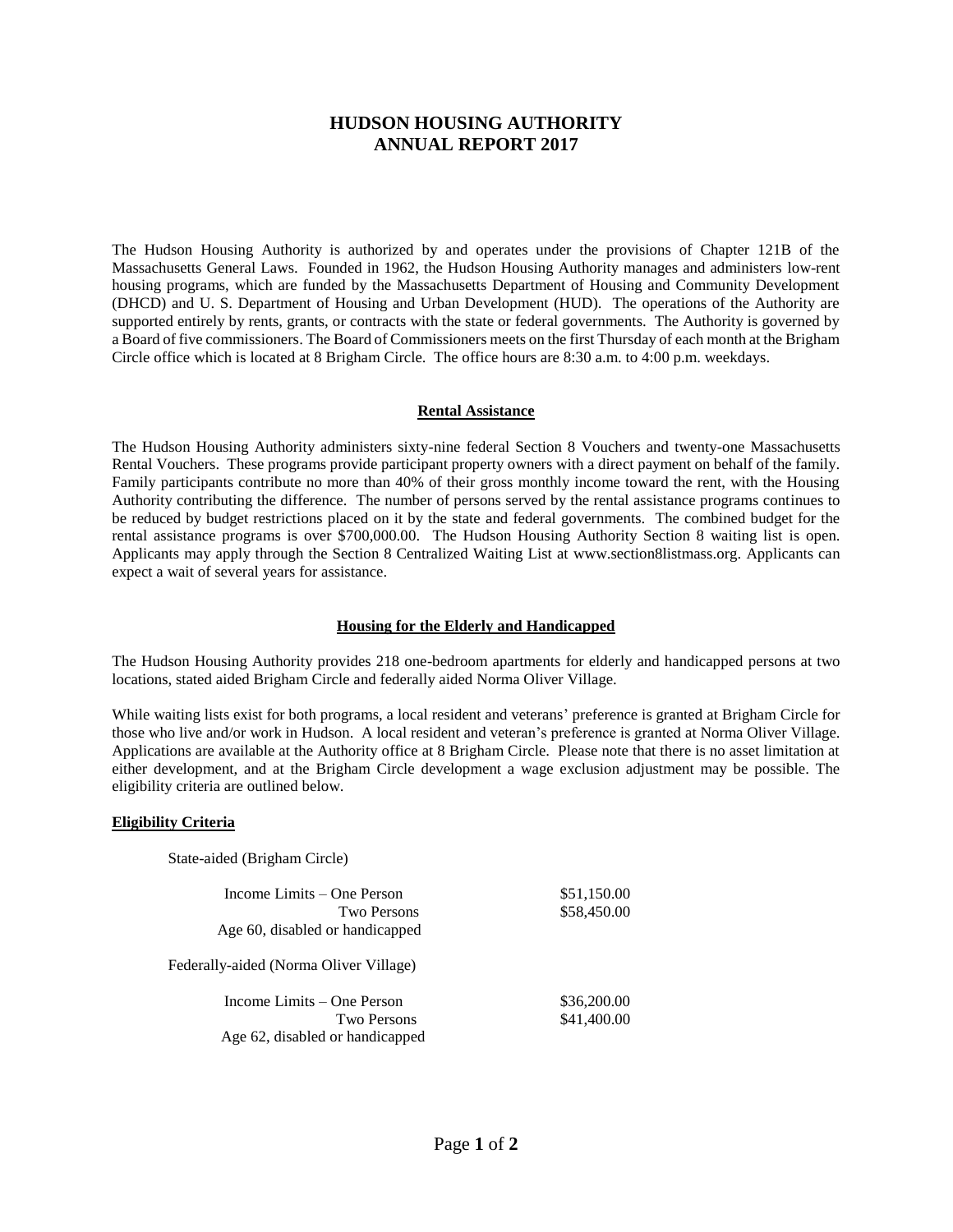# HUDSON HOUSING AUTHORITY
# ANNUAL REPORT 2017

The Hudson Housing Authority is authorized by and operates under the provisions of Chapter 121B of the Massachusetts General Laws. Founded in 1962, the Hudson Housing Authority manages and administers low-rent housing programs, which are funded by the Massachusetts Department of Housing and Community Development (DHCD) and U. S. Department of Housing and Urban Development (HUD). The operations of the Authority are supported entirely by rents, grants, or contracts with the state or federal governments. The Authority is governed by a Board of five commissioners. The Board of Commissioners meets on the first Thursday of each month at the Brigham Circle office which is located at 8 Brigham Circle. The office hours are 8:30 a.m. to 4:00 p.m. weekdays.

## Rental Assistance

The Hudson Housing Authority administers sixty-nine federal Section 8 Vouchers and twenty-one Massachusetts Rental Vouchers. These programs provide participant property owners with a direct payment on behalf of the family. Family participants contribute no more than 40% of their gross monthly income toward the rent, with the Housing Authority contributing the difference. The number of persons served by the rental assistance programs continues to be reduced by budget restrictions placed on it by the state and federal governments. The combined budget for the rental assistance programs is over $700,000.00. The Hudson Housing Authority Section 8 waiting list is open. Applicants may apply through the Section 8 Centralized Waiting List at www.section8listmass.org. Applicants can expect a wait of several years for assistance.

## Housing for the Elderly and Handicapped

The Hudson Housing Authority provides 218 one-bedroom apartments for elderly and handicapped persons at two locations, stated aided Brigham Circle and federally aided Norma Oliver Village.

While waiting lists exist for both programs, a local resident and veterans' preference is granted at Brigham Circle for those who live and/or work in Hudson. A local resident and veteran's preference is granted at Norma Oliver Village. Applications are available at the Authority office at 8 Brigham Circle. Please note that there is no asset limitation at either development, and at the Brigham Circle development a wage exclusion adjustment may be possible. The eligibility criteria are outlined below.

### Eligibility Criteria

State-aided (Brigham Circle)

| | |
|---|---|
| Income Limits – One Person | $51,150.00 |
| Two Persons | $58,450.00 |
| Age 60, disabled or handicapped | |

Federally-aided (Norma Oliver Village)

| | |
|---|---|
| Income Limits – One Person | $36,200.00 |
| Two Persons | $41,400.00 |
| Age 62, disabled or handicapped | |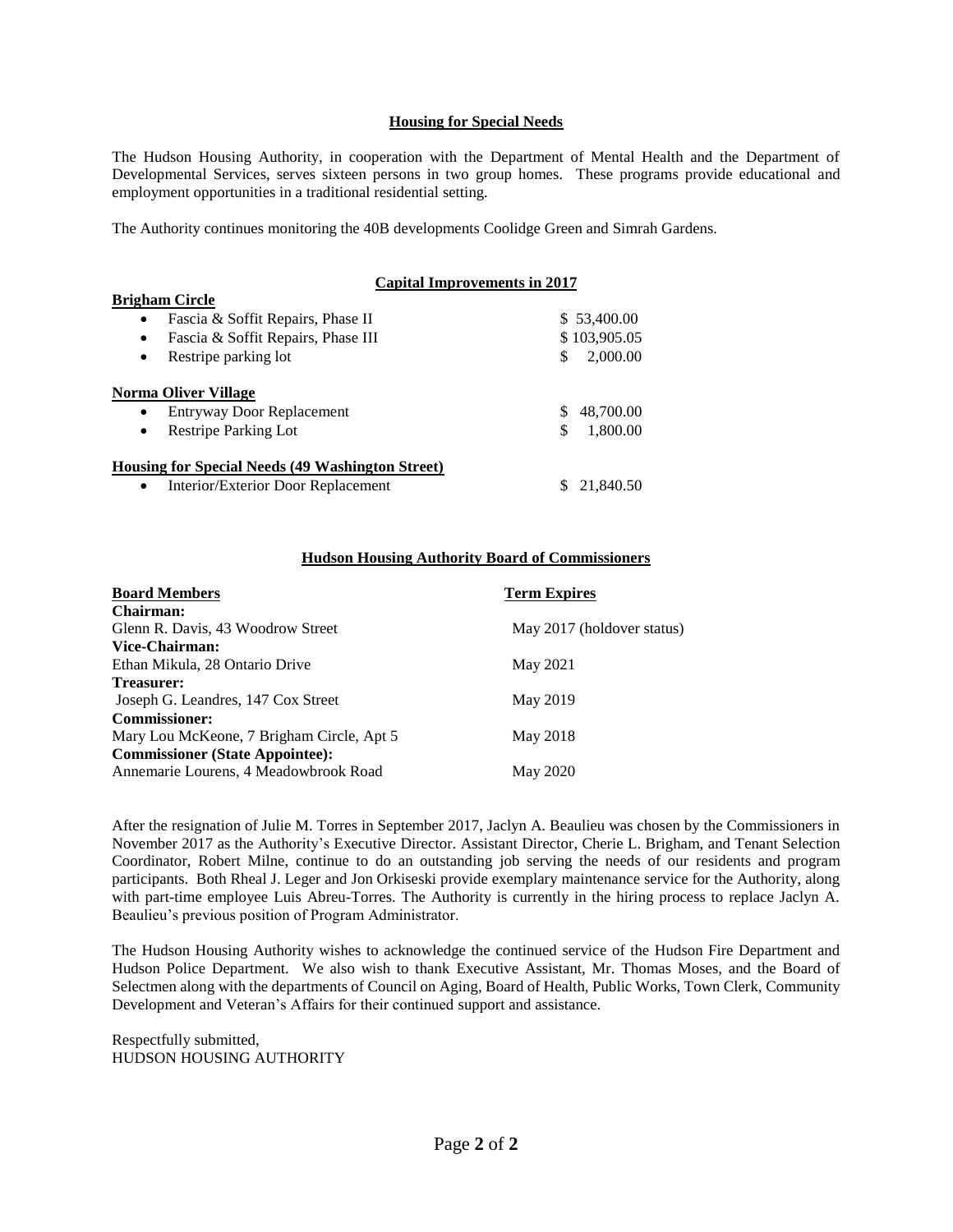## Housing for Special Needs

The Hudson Housing Authority, in cooperation with the Department of Mental Health and the Department of Developmental Services, serves sixteen persons in two group homes. These programs provide educational and employment opportunities in a traditional residential setting.

The Authority continues monitoring the 40B developments Coolidge Green and Simrah Gardens.

## Capital Improvements in 2017

**Brigham Circle**

| | |
|---|---|
| • Fascia & Soffit Repairs, Phase II | $ 53,400.00 |
| • Fascia & Soffit Repairs, Phase III | $ 103,905.05 |
| • Restripe parking lot | $ 2,000.00 |

**Norma Oliver Village**

| | |
|---|---|
| • Entryway Door Replacement | $ 48,700.00 |
| • Restripe Parking Lot | $ 1,800.00 |

**Housing for Special Needs (49 Washington Street)**

| | |
|---|---|
| • Interior/Exterior Door Replacement | $ 21,840.50 |

## Hudson Housing Authority Board of Commissioners

| Board Members | Term Expires |
|---|---|
| **Chairman:** | |
| Glenn R. Davis, 43 Woodrow Street | May 2017 (holdover status) |
| **Vice-Chairman:** | |
| Ethan Mikula, 28 Ontario Drive | May 2021 |
| **Treasurer:** | |
| Joseph G. Leandres, 147 Cox Street | May 2019 |
| **Commissioner:** | |
| Mary Lou McKeone, 7 Brigham Circle, Apt 5 | May 2018 |
| **Commissioner (State Appointee):** | |
| Annemarie Lourens, 4 Meadowbrook Road | May 2020 |

After the resignation of Julie M. Torres in September 2017, Jaclyn A. Beaulieu was chosen by the Commissioners in November 2017 as the Authority's Executive Director. Assistant Director, Cherie L. Brigham, and Tenant Selection Coordinator, Robert Milne, continue to do an outstanding job serving the needs of our residents and program participants. Both Rheal J. Leger and Jon Orkiseski provide exemplary maintenance service for the Authority, along with part-time employee Luis Abreu-Torres. The Authority is currently in the hiring process to replace Jaclyn A. Beaulieu's previous position of Program Administrator.

The Hudson Housing Authority wishes to acknowledge the continued service of the Hudson Fire Department and Hudson Police Department. We also wish to thank Executive Assistant, Mr. Thomas Moses, and the Board of Selectmen along with the departments of Council on Aging, Board of Health, Public Works, Town Clerk, Community Development and Veteran's Affairs for their continued support and assistance.

Respectfully submitted,
HUDSON HOUSING AUTHORITY